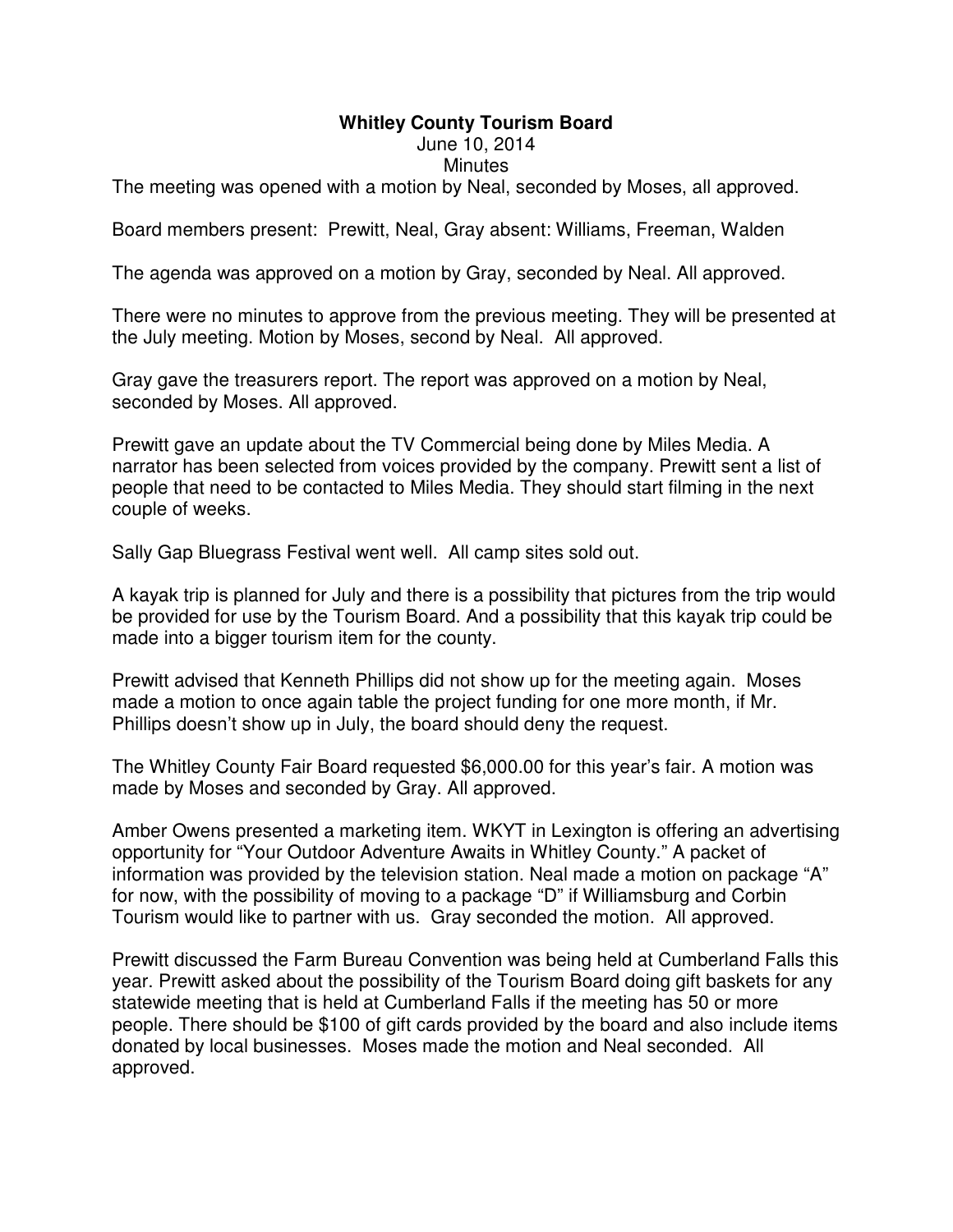**Whitley County Tourism Board**
June 10, 2014
Minutes

The meeting was opened with a motion by Neal, seconded by Moses, all approved.

Board members present: Prewitt, Neal, Gray absent: Williams, Freeman, Walden

The agenda was approved on a motion by Gray, seconded by Neal. All approved.

There were no minutes to approve from the previous meeting. They will be presented at the July meeting. Motion by Moses, second by Neal. All approved.

Gray gave the treasurers report. The report was approved on a motion by Neal, seconded by Moses. All approved.

Prewitt gave an update about the TV Commercial being done by Miles Media. A narrator has been selected from voices provided by the company. Prewitt sent a list of people that need to be contacted to Miles Media. They should start filming in the next couple of weeks.

Sally Gap Bluegrass Festival went well. All camp sites sold out.

A kayak trip is planned for July and there is a possibility that pictures from the trip would be provided for use by the Tourism Board. And a possibility that this kayak trip could be made into a bigger tourism item for the county.

Prewitt advised that Kenneth Phillips did not show up for the meeting again. Moses made a motion to once again table the project funding for one more month, if Mr. Phillips doesn't show up in July, the board should deny the request.

The Whitley County Fair Board requested $6,000.00 for this year's fair. A motion was made by Moses and seconded by Gray. All approved.

Amber Owens presented a marketing item. WKYT in Lexington is offering an advertising opportunity for "Your Outdoor Adventure Awaits in Whitley County." A packet of information was provided by the television station. Neal made a motion on package "A" for now, with the possibility of moving to a package "D" if Williamsburg and Corbin Tourism would like to partner with us. Gray seconded the motion. All approved.

Prewitt discussed the Farm Bureau Convention was being held at Cumberland Falls this year. Prewitt asked about the possibility of the Tourism Board doing gift baskets for any statewide meeting that is held at Cumberland Falls if the meeting has 50 or more people. There should be $100 of gift cards provided by the board and also include items donated by local businesses. Moses made the motion and Neal seconded. All approved.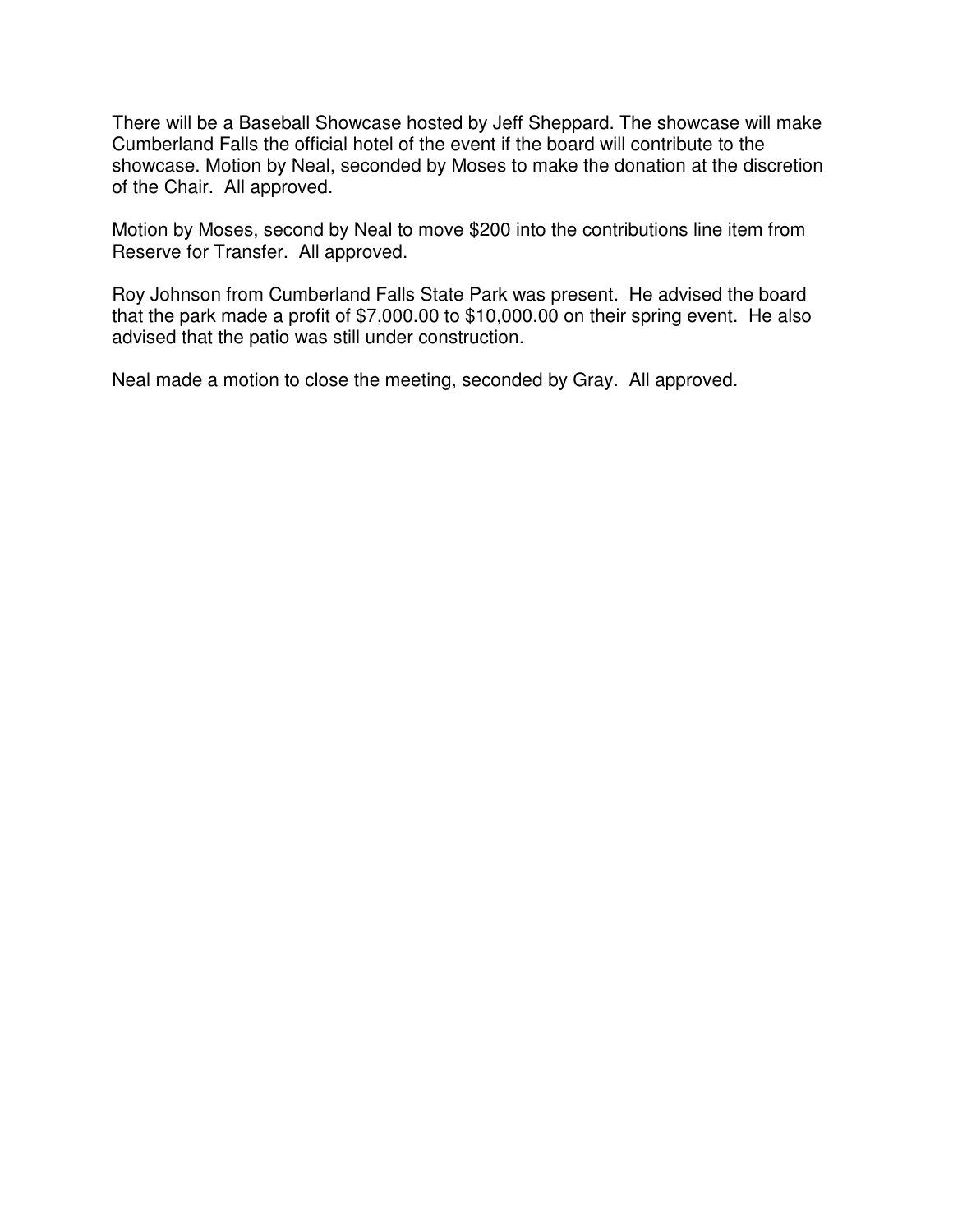There will be a Baseball Showcase hosted by Jeff Sheppard. The showcase will make Cumberland Falls the official hotel of the event if the board will contribute to the showcase. Motion by Neal, seconded by Moses to make the donation at the discretion of the Chair. All approved.

Motion by Moses, second by Neal to move $200 into the contributions line item from Reserve for Transfer. All approved.

Roy Johnson from Cumberland Falls State Park was present. He advised the board that the park made a profit of $7,000.00 to $10,000.00 on their spring event. He also advised that the patio was still under construction.

Neal made a motion to close the meeting, seconded by Gray. All approved.